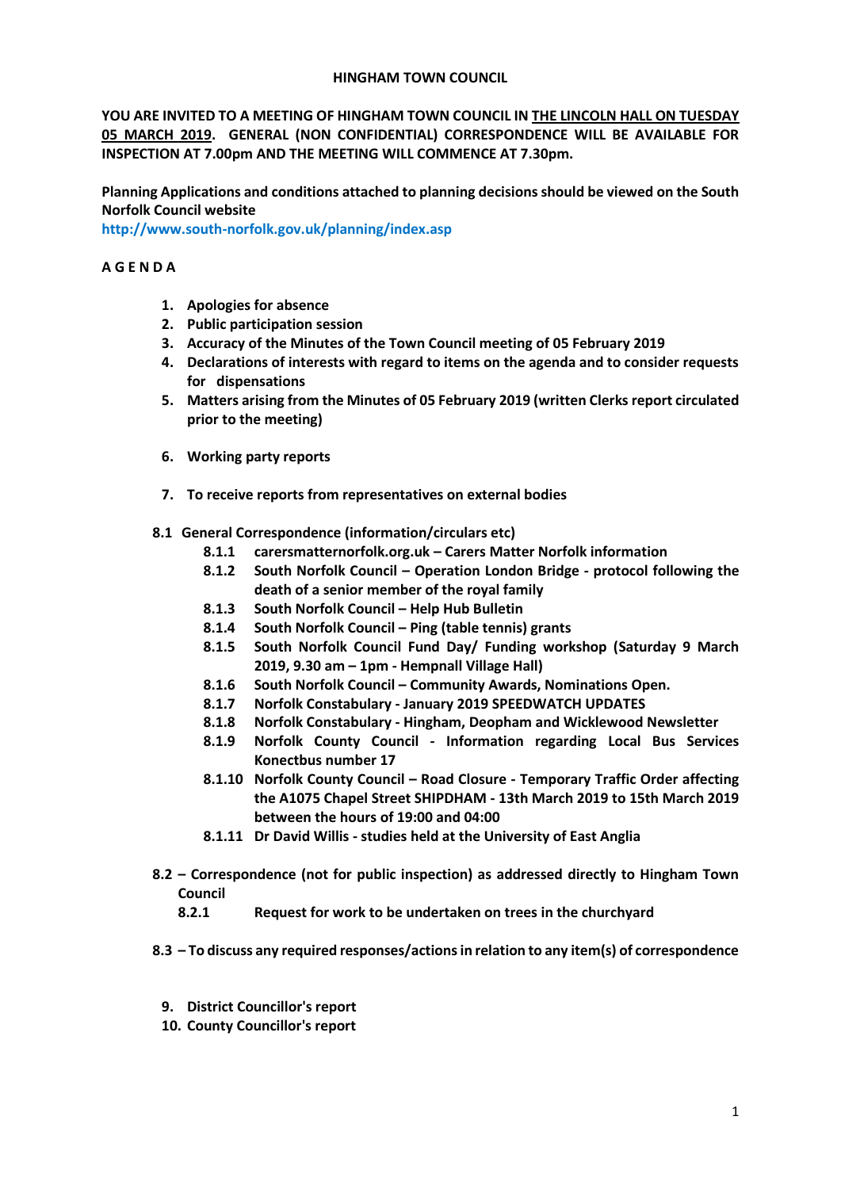# HINGHAM TOWN COUNCIL

**YOU ARE INVITED TO A MEETING OF HINGHAM TOWN COUNCIL IN THE LINCOLN HALL ON TUESDAY 05 MARCH 2019. GENERAL (NON CONFIDENTIAL) CORRESPONDENCE WILL BE AVAILABLE FOR INSPECTION AT 7.00pm AND THE MEETING WILL COMMENCE AT 7.30pm.**

**Planning Applications and conditions attached to planning decisions should be viewed on the South Norfolk Council website**
**http://www.south-norfolk.gov.uk/planning/index.asp**

## A G E N D A

1. **Apologies for absence**
2. **Public participation session**
3. **Accuracy of the Minutes of the Town Council meeting of 05 February 2019**
4. **Declarations of interests with regard to items on the agenda and to consider requests for dispensations**
5. **Matters arising from the Minutes of 05 February 2019 (written Clerks report circulated prior to the meeting)**
6. **Working party reports**
7. **To receive reports from representatives on external bodies**

**8.1 General Correspondence (information/circulars etc)**

- **8.1.1** **carersmatternorfolk.org.uk – Carers Matter Norfolk information**
- **8.1.2** **South Norfolk Council – Operation London Bridge - protocol following the death of a senior member of the royal family**
- **8.1.3** **South Norfolk Council – Help Hub Bulletin**
- **8.1.4** **South Norfolk Council – Ping (table tennis) grants**
- **8.1.5** **South Norfolk Council Fund Day/ Funding workshop (Saturday 9 March 2019, 9.30 am – 1pm - Hempnall Village Hall)**
- **8.1.6** **South Norfolk Council – Community Awards, Nominations Open.**
- **8.1.7** **Norfolk Constabulary - January 2019 SPEEDWATCH UPDATES**
- **8.1.8** **Norfolk Constabulary - Hingham, Deopham and Wicklewood Newsletter**
- **8.1.9** **Norfolk County Council - Information regarding Local Bus Services Konectbus number 17**
- **8.1.10** **Norfolk County Council – Road Closure - Temporary Traffic Order affecting the A1075 Chapel Street SHIPDHAM - 13th March 2019 to 15th March 2019 between the hours of 19:00 and 04:00**
- **8.1.11** **Dr David Willis - studies held at the University of East Anglia**

**8.2 – Correspondence (not for public inspection) as addressed directly to Hingham Town Council**

- **8.2.1** **Request for work to be undertaken on trees in the churchyard**

**8.3 – To discuss any required responses/actions in relation to any item(s) of correspondence**

9. **District Councillor's report**
10. **County Councillor's report**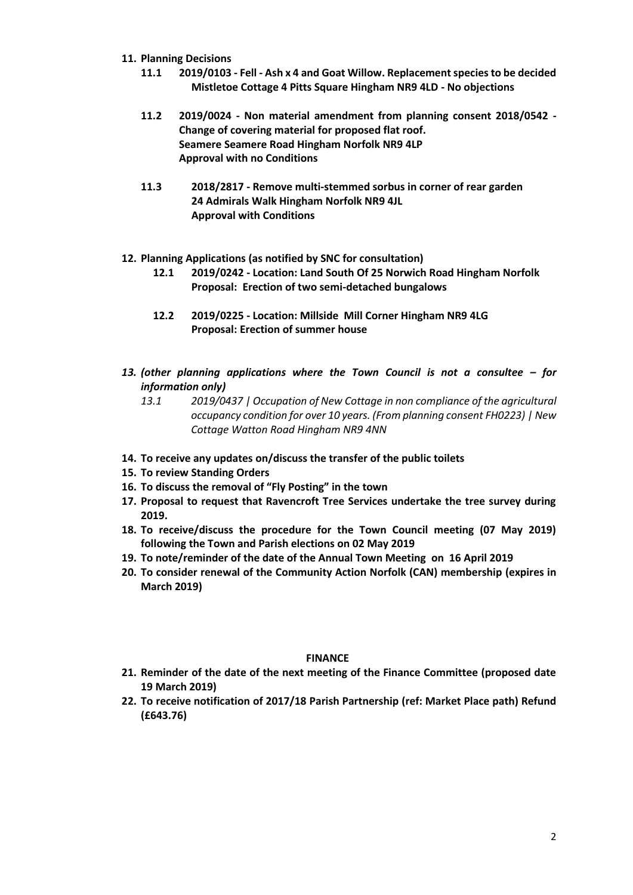11. **Planning Decisions**
    - **11.1 2019/0103 - Fell - Ash x 4 and Goat Willow. Replacement species to be decided Mistletoe Cottage 4 Pitts Square Hingham NR9 4LD - No objections**

    - **11.2 2019/0024 - Non material amendment from planning consent 2018/0542 - Change of covering material for proposed flat roof.**
      **Seamere Seamere Road Hingham Norfolk NR9 4LP**
      **Approval with no Conditions**

    - **11.3 2018/2817 - Remove multi-stemmed sorbus in corner of rear garden**
      **24 Admirals Walk Hingham Norfolk NR9 4JL**
      **Approval with Conditions**

12. **Planning Applications (as notified by SNC for consultation)**
    - **12.1 2019/0242 - Location: Land South Of 25 Norwich Road Hingham Norfolk**
      **Proposal: Erection of two semi-detached bungalows**

    - **12.2 2019/0225 - Location: Millside Mill Corner Hingham NR9 4LG**
      **Proposal: Erection of summer house**

13. ***(other planning applications where the Town Council is not a consultee – for information only)***
    - *13.1 2019/0437 | Occupation of New Cottage in non compliance of the agricultural occupancy condition for over 10 years. (From planning consent FH0223) | New Cottage Watton Road Hingham NR9 4NN*

14. **To receive any updates on/discuss the transfer of the public toilets**
15. **To review Standing Orders**
16. **To discuss the removal of "Fly Posting" in the town**
17. **Proposal to request that Ravencroft Tree Services undertake the tree survey during 2019.**
18. **To receive/discuss the procedure for the Town Council meeting (07 May 2019) following the Town and Parish elections on 02 May 2019**
19. **To note/reminder of the date of the Annual Town Meeting on 16 April 2019**
20. **To consider renewal of the Community Action Norfolk (CAN) membership (expires in March 2019)**

## FINANCE

21. **Reminder of the date of the next meeting of the Finance Committee (proposed date 19 March 2019)**
22. **To receive notification of 2017/18 Parish Partnership (ref: Market Place path) Refund (£643.76)**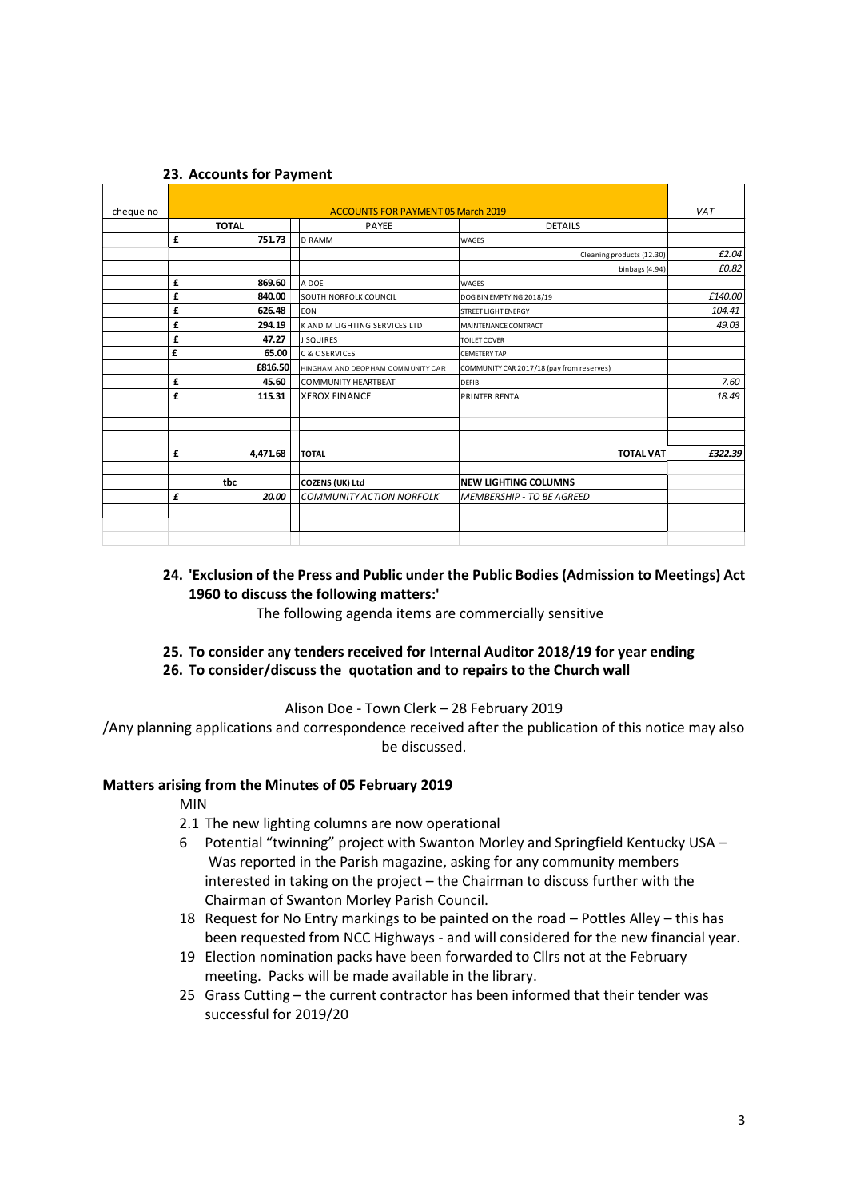## 23. Accounts for Payment

| cheque no | ACCOUNTS FOR PAYMENT 05 March 2019 | | | | VAT |
|---|---|---|---|---|---|
| | TOTAL | | PAYEE | DETAILS | |
| | £ | 751.73 | D RAMM | WAGES | |
| | | | | Cleaning products (12.30) | £2.04 |
| | | | | binbags (4.94) | £0.82 |
| | £ | 869.60 | A DOE | WAGES | |
| | £ | 840.00 | SOUTH NORFOLK COUNCIL | DOG BIN EMPTYING 2018/19 | £140.00 |
| | £ | 626.48 | EON | STREET LIGHT ENERGY | 104.41 |
| | £ | 294.19 | K AND M LIGHTING SERVICES LTD | MAINTENANCE CONTRACT | 49.03 |
| | £ | 47.27 | J SQUIRES | TOILET COVER | |
| | £ | 65.00 | C & C SERVICES | CEMETERY TAP | |
| | | £816.50 | HINGHAM AND DEOPHAM COMMUNITY CAR | COMMUNITY CAR 2017/18 (pay from reserves) | |
| | £ | 45.60 | COMMUNITY HEARTBEAT | DEFIB | 7.60 |
| | £ | 115.31 | XEROX FINANCE | PRINTER RENTAL | 18.49 |
| | | | | | |
| | | | | | |
| | | | | | |
| | £ | 4,471.68 | **TOTAL** | **TOTAL VAT** | **£322.39** |
| | | | | | |
| | tbc | | **COZENS (UK) Ltd** | **NEW LIGHTING COLUMNS** | |
| | *£* | *20.00* | *COMMUNITY ACTION NORFOLK* | *MEMBERSHIP - TO BE AGREED* | |

**24. 'Exclusion of the Press and Public under the Public Bodies (Admission to Meetings) Act 1960 to discuss the following matters:'**

The following agenda items are commercially sensitive

**25. To consider any tenders received for Internal Auditor 2018/19 for year ending**

**26. To consider/discuss the quotation and to repairs to the Church wall**

Alison Doe - Town Clerk – 28 February 2019

/Any planning applications and correspondence received after the publication of this notice may also be discussed.

**Matters arising from the Minutes of 05 February 2019**

MIN

- 2.1 The new lighting columns are now operational
- 6 Potential "twinning" project with Swanton Morley and Springfield Kentucky USA – Was reported in the Parish magazine, asking for any community members interested in taking on the project – the Chairman to discuss further with the Chairman of Swanton Morley Parish Council.
- 18 Request for No Entry markings to be painted on the road – Pottles Alley – this has been requested from NCC Highways - and will considered for the new financial year.
- 19 Election nomination packs have been forwarded to Cllrs not at the February meeting. Packs will be made available in the library.
- 25 Grass Cutting – the current contractor has been informed that their tender was successful for 2019/20